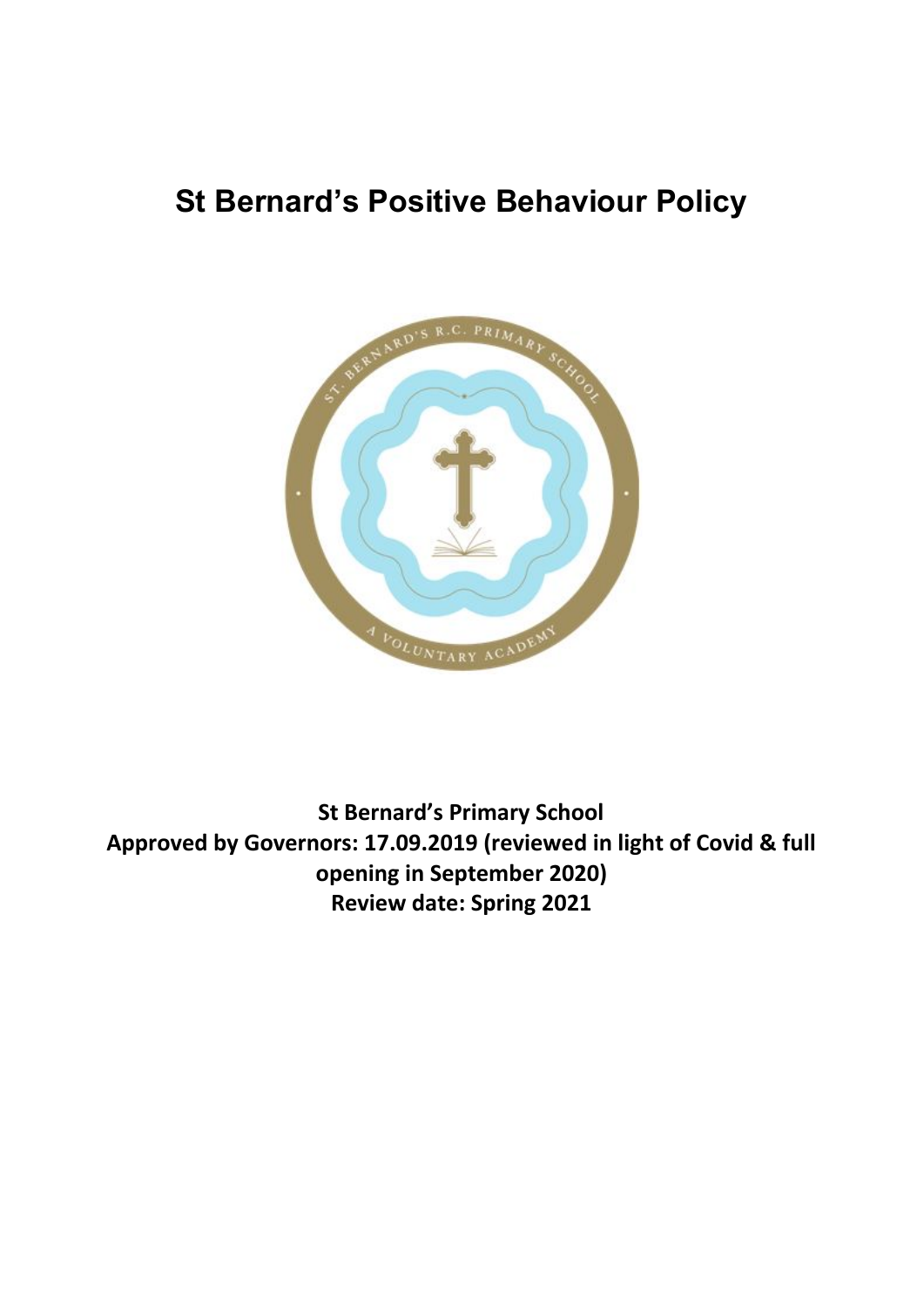# St Bernard's Positive Behaviour Policy

**St Bernard's Primary School**
**Approved by Governors: 17.09.2019 (reviewed in light of Covid & full opening in September 2020)**
**Review date: Spring 2021**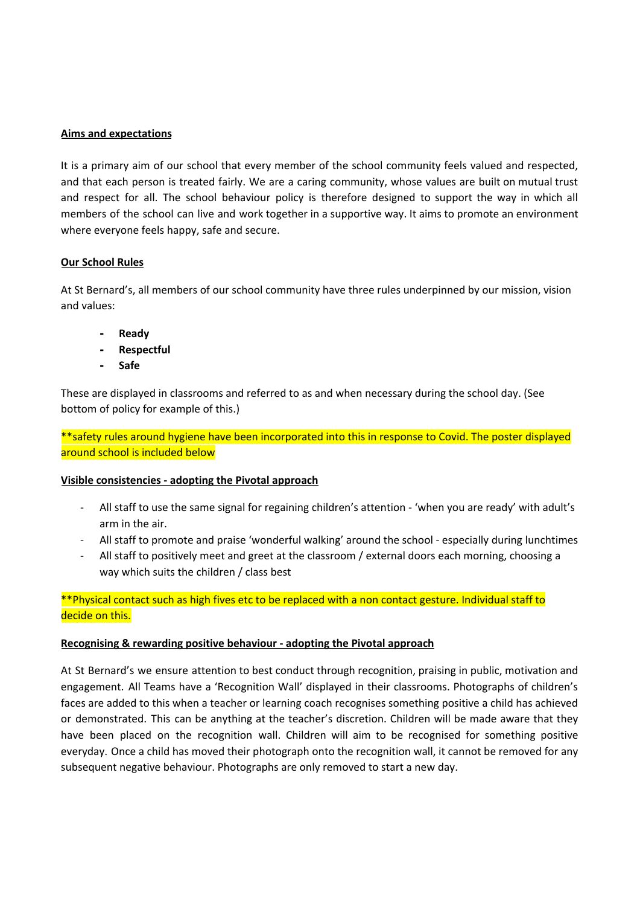**Aims and expectations**

It is a primary aim of our school that every member of the school community feels valued and respected, and that each person is treated fairly. We are a caring community, whose values are built on mutual trust and respect for all. The school behaviour policy is therefore designed to support the way in which all members of the school can live and work together in a supportive way. It aims to promote an environment where everyone feels happy, safe and secure.

**Our School Rules**

At St Bernard's, all members of our school community have three rules underpinned by our mission, vision and values:

- **Ready**
- **Respectful**
- **Safe**

These are displayed in classrooms and referred to as and when necessary during the school day. (See bottom of policy for example of this.)

**safety rules around hygiene have been incorporated into this in response to Covid. The poster displayed around school is included below

**Visible consistencies - adopting the Pivotal approach**

- All staff to use the same signal for regaining children's attention - 'when you are ready' with adult's arm in the air.
- All staff to promote and praise 'wonderful walking' around the school - especially during lunchtimes
- All staff to positively meet and greet at the classroom / external doors each morning, choosing a way which suits the children / class best

**Physical contact such as high fives etc to be replaced with a non contact gesture. Individual staff to decide on this.

**Recognising & rewarding positive behaviour - adopting the Pivotal approach**

At St Bernard's we ensure attention to best conduct through recognition, praising in public, motivation and engagement. All Teams have a 'Recognition Wall' displayed in their classrooms. Photographs of children's faces are added to this when a teacher or learning coach recognises something positive a child has achieved or demonstrated. This can be anything at the teacher's discretion. Children will be made aware that they have been placed on the recognition wall. Children will aim to be recognised for something positive everyday. Once a child has moved their photograph onto the recognition wall, it cannot be removed for any subsequent negative behaviour. Photographs are only removed to start a new day.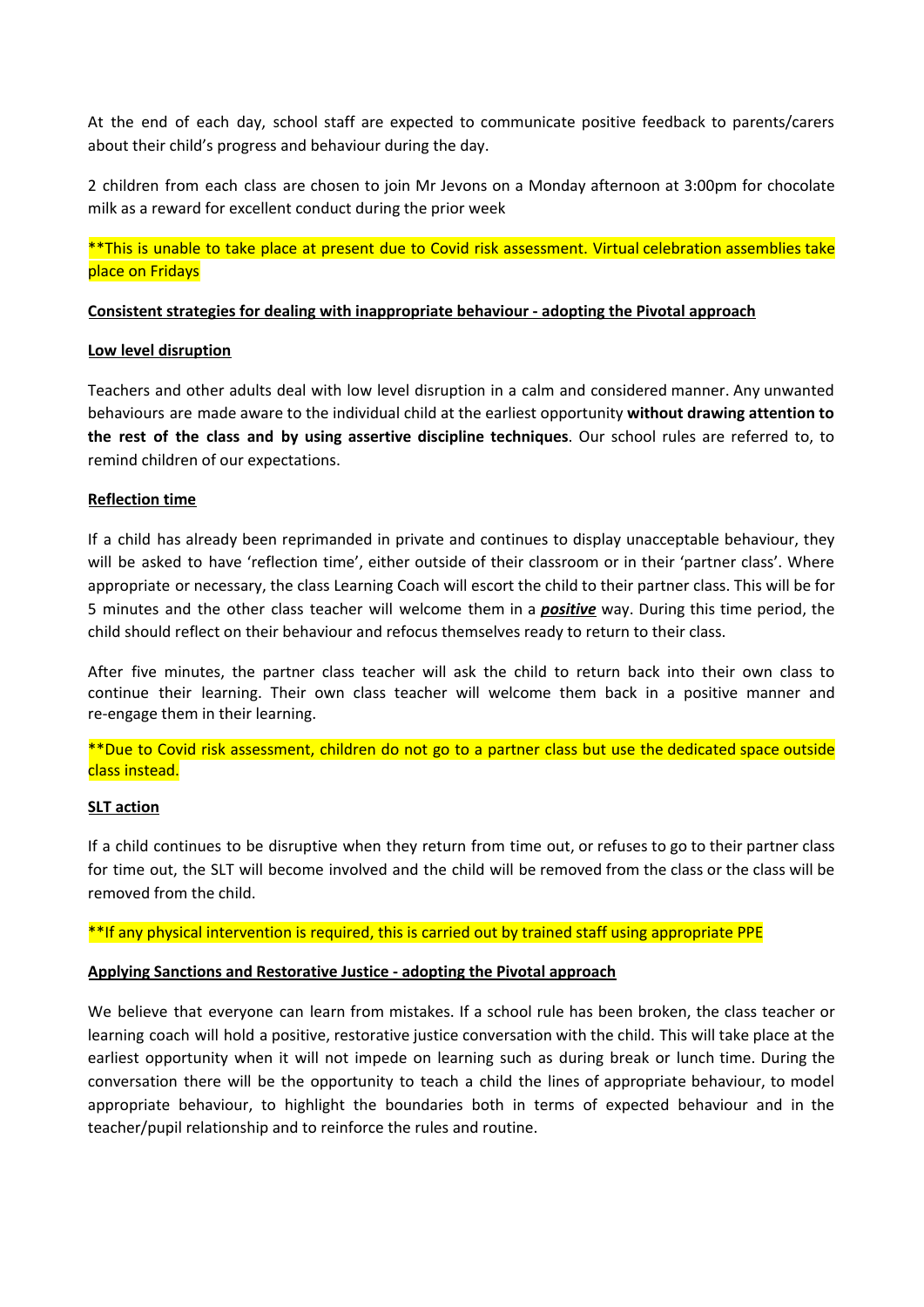At the end of each day, school staff are expected to communicate positive feedback to parents/carers about their child's progress and behaviour during the day.

2 children from each class are chosen to join Mr Jevons on a Monday afternoon at 3:00pm for chocolate milk as a reward for excellent conduct during the prior week

**This is unable to take place at present due to Covid risk assessment. Virtual celebration assemblies take place on Fridays

**<u>Consistent strategies for dealing with inappropriate behaviour - adopting the Pivotal approach</u>**

**<u>Low level disruption</u>**

Teachers and other adults deal with low level disruption in a calm and considered manner. Any unwanted behaviours are made aware to the individual child at the earliest opportunity **without drawing attention to the rest of the class and by using assertive discipline techniques**. Our school rules are referred to, to remind children of our expectations.

**<u>Reflection time</u>**

If a child has already been reprimanded in private and continues to display unacceptable behaviour, they will be asked to have 'reflection time', either outside of their classroom or in their 'partner class'. Where appropriate or necessary, the class Learning Coach will escort the child to their partner class. This will be for 5 minutes and the other class teacher will welcome them in a ***<u>positive</u>*** way. During this time period, the child should reflect on their behaviour and refocus themselves ready to return to their class.

After five minutes, the partner class teacher will ask the child to return back into their own class to continue their learning. Their own class teacher will welcome them back in a positive manner and re-engage them in their learning.

**Due to Covid risk assessment, children do not go to a partner class but use the dedicated space outside class instead.

**<u>SLT action</u>**

If a child continues to be disruptive when they return from time out, or refuses to go to their partner class for time out, the SLT will become involved and the child will be removed from the class or the class will be removed from the child.

**If any physical intervention is required, this is carried out by trained staff using appropriate PPE

**<u>Applying Sanctions and Restorative Justice - adopting the Pivotal approach</u>**

We believe that everyone can learn from mistakes. If a school rule has been broken, the class teacher or learning coach will hold a positive, restorative justice conversation with the child. This will take place at the earliest opportunity when it will not impede on learning such as during break or lunch time. During the conversation there will be the opportunity to teach a child the lines of appropriate behaviour, to model appropriate behaviour, to highlight the boundaries both in terms of expected behaviour and in the teacher/pupil relationship and to reinforce the rules and routine.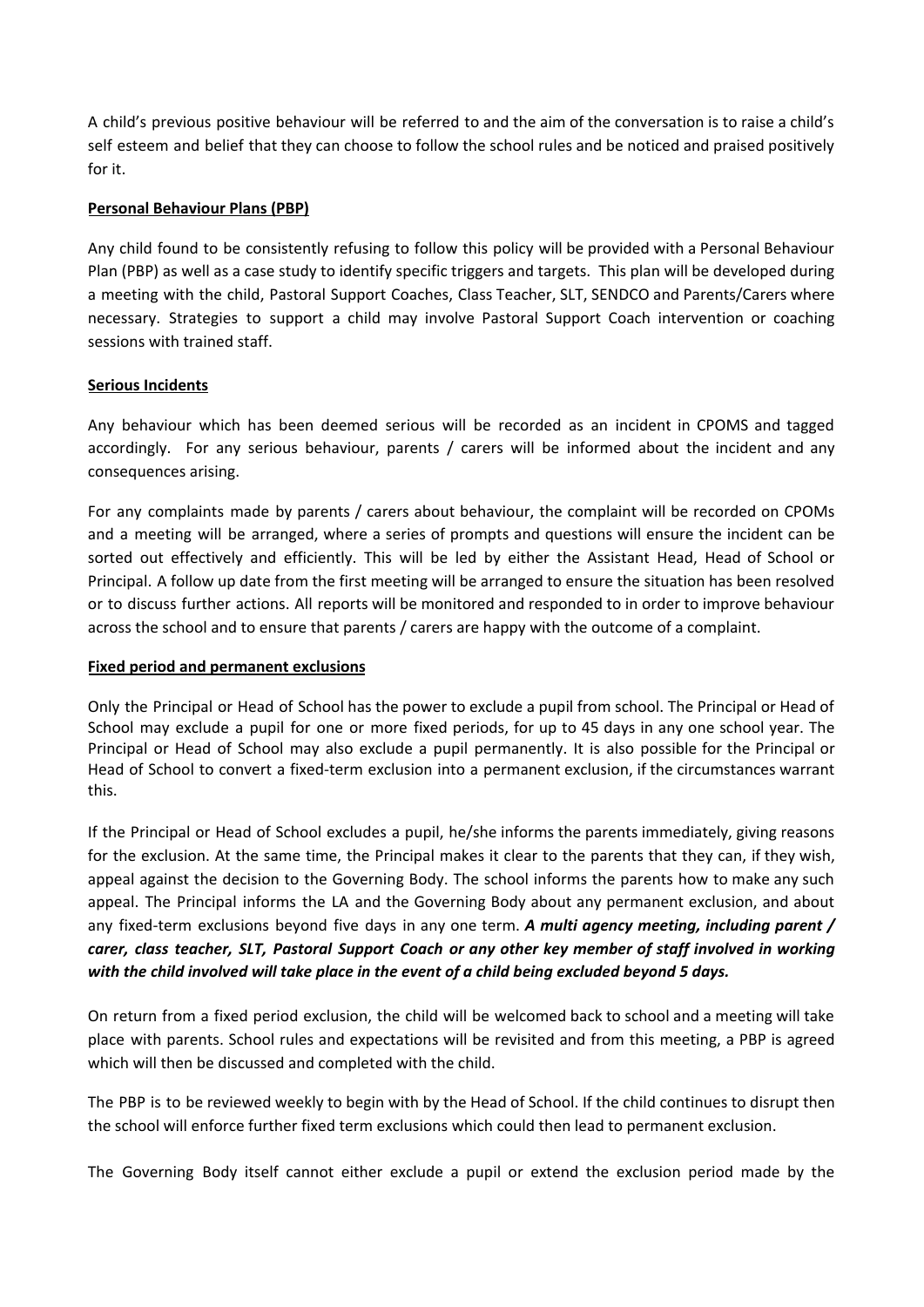A child's previous positive behaviour will be referred to and the aim of the conversation is to raise a child's self esteem and belief that they can choose to follow the school rules and be noticed and praised positively for it.

**Personal Behaviour Plans (PBP)**

Any child found to be consistently refusing to follow this policy will be provided with a Personal Behaviour Plan (PBP) as well as a case study to identify specific triggers and targets. This plan will be developed during a meeting with the child, Pastoral Support Coaches, Class Teacher, SLT, SENDCO and Parents/Carers where necessary. Strategies to support a child may involve Pastoral Support Coach intervention or coaching sessions with trained staff.

**Serious Incidents**

Any behaviour which has been deemed serious will be recorded as an incident in CPOMS and tagged accordingly. For any serious behaviour, parents / carers will be informed about the incident and any consequences arising.

For any complaints made by parents / carers about behaviour, the complaint will be recorded on CPOMs and a meeting will be arranged, where a series of prompts and questions will ensure the incident can be sorted out effectively and efficiently. This will be led by either the Assistant Head, Head of School or Principal. A follow up date from the first meeting will be arranged to ensure the situation has been resolved or to discuss further actions. All reports will be monitored and responded to in order to improve behaviour across the school and to ensure that parents / carers are happy with the outcome of a complaint.

**Fixed period and permanent exclusions**

Only the Principal or Head of School has the power to exclude a pupil from school. The Principal or Head of School may exclude a pupil for one or more fixed periods, for up to 45 days in any one school year. The Principal or Head of School may also exclude a pupil permanently. It is also possible for the Principal or Head of School to convert a fixed-term exclusion into a permanent exclusion, if the circumstances warrant this.

If the Principal or Head of School excludes a pupil, he/she informs the parents immediately, giving reasons for the exclusion. At the same time, the Principal makes it clear to the parents that they can, if they wish, appeal against the decision to the Governing Body. The school informs the parents how to make any such appeal. The Principal informs the LA and the Governing Body about any permanent exclusion, and about any fixed-term exclusions beyond five days in any one term. ***A multi agency meeting, including parent / carer, class teacher, SLT, Pastoral Support Coach or any other key member of staff involved in working with the child involved will take place in the event of a child being excluded beyond 5 days.***

On return from a fixed period exclusion, the child will be welcomed back to school and a meeting will take place with parents. School rules and expectations will be revisited and from this meeting, a PBP is agreed which will then be discussed and completed with the child.

The PBP is to be reviewed weekly to begin with by the Head of School. If the child continues to disrupt then the school will enforce further fixed term exclusions which could then lead to permanent exclusion.

The Governing Body itself cannot either exclude a pupil or extend the exclusion period made by the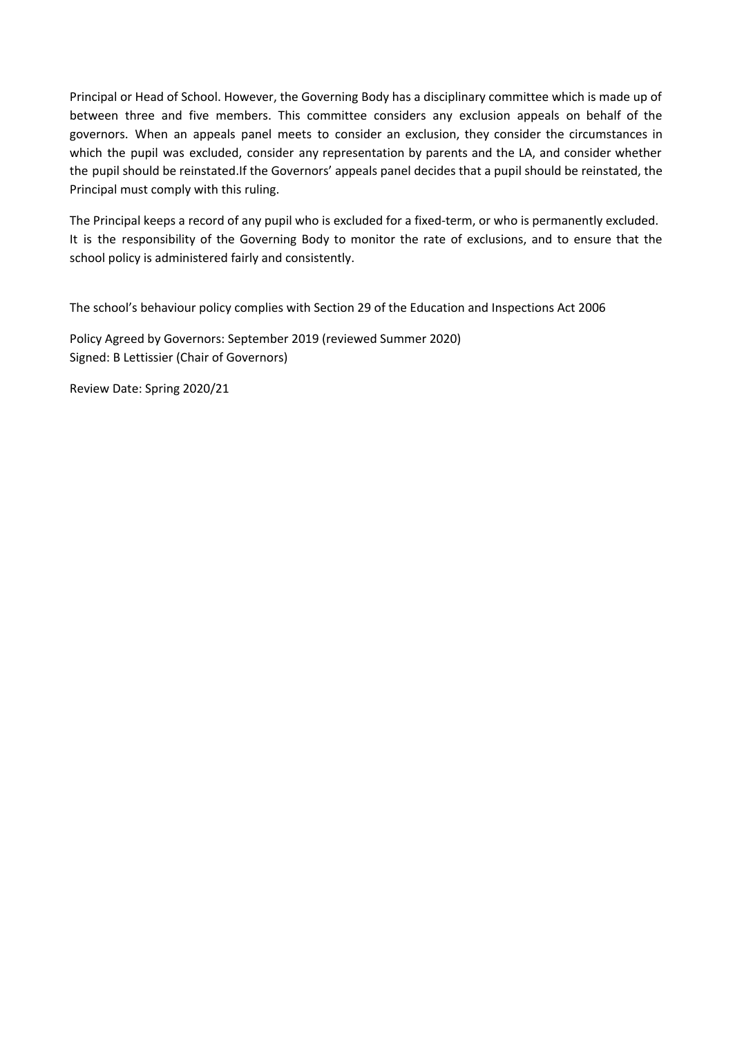Principal or Head of School. However, the Governing Body has a disciplinary committee which is made up of between three and five members. This committee considers any exclusion appeals on behalf of the governors. When an appeals panel meets to consider an exclusion, they consider the circumstances in which the pupil was excluded, consider any representation by parents and the LA, and consider whether the pupil should be reinstated.If the Governors' appeals panel decides that a pupil should be reinstated, the Principal must comply with this ruling.

The Principal keeps a record of any pupil who is excluded for a fixed-term, or who is permanently excluded. It is the responsibility of the Governing Body to monitor the rate of exclusions, and to ensure that the school policy is administered fairly and consistently.

The school's behaviour policy complies with Section 29 of the Education and Inspections Act 2006

Policy Agreed by Governors: September 2019 (reviewed Summer 2020)
Signed: B Lettissier (Chair of Governors)

Review Date: Spring 2020/21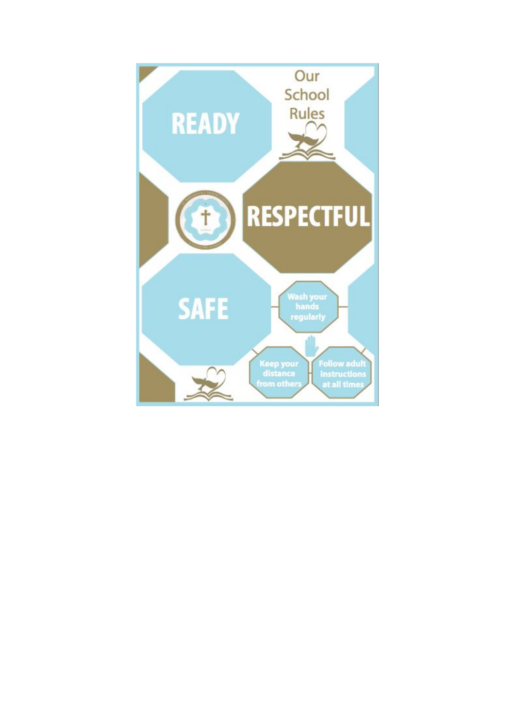Our School Rules

READY

RESPECTFUL

SAFE

Wash your hands regularly

Keep your distance from others

Follow adult instructions at all times